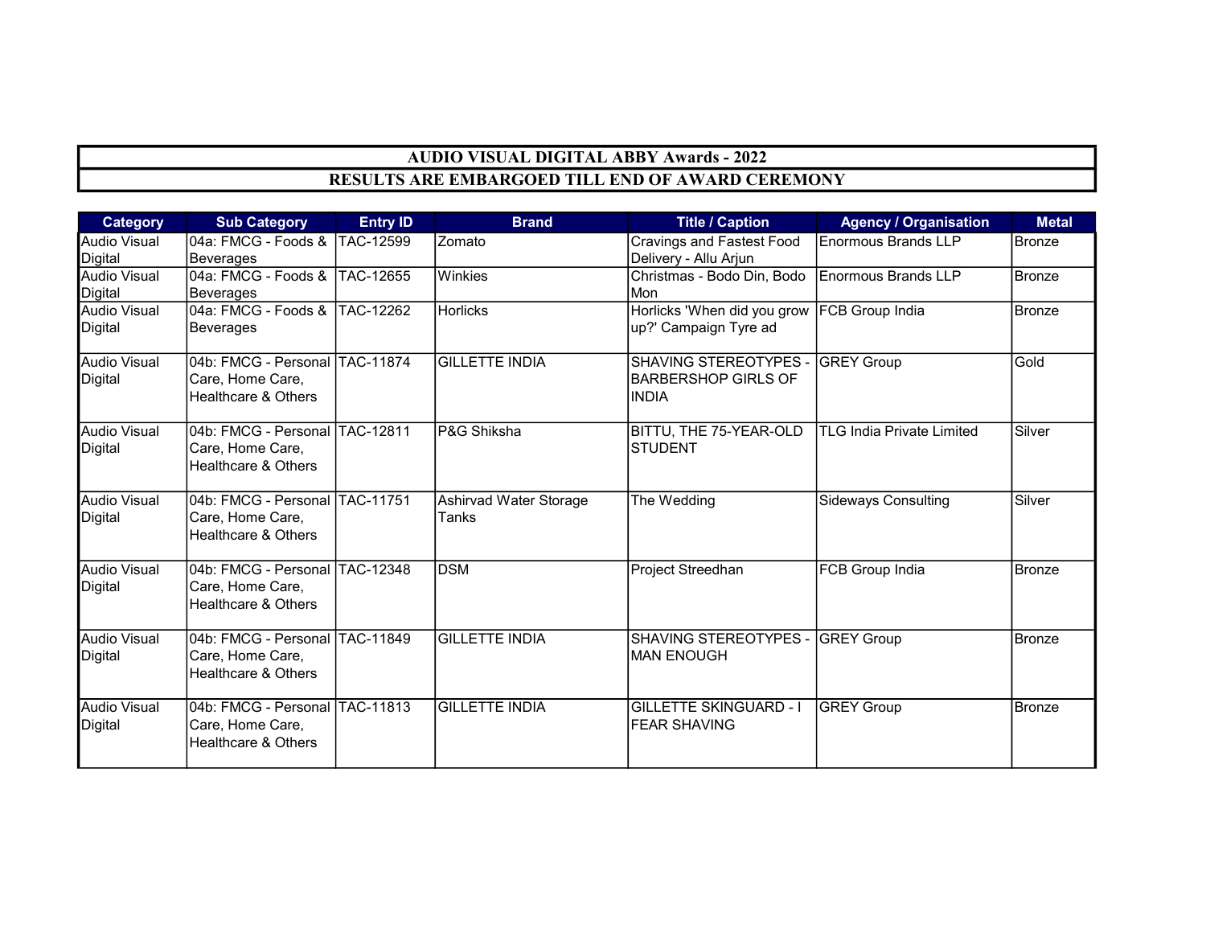# AUDIO VISUAL DIGITAL ABBY Awards - 2022

## RESULTS ARE EMBARGOED TILL END OF AWARD CEREMONY

| Category | Sub Category | Entry ID | Brand | Title / Caption | Agency / Organisation | Metal |
|---|---|---|---|---|---|---|
| Audio Visual Digital | 04a: FMCG - Foods & Beverages | TAC-12599 | Zomato | Cravings and Fastest Food Delivery - Allu Arjun | Enormous Brands LLP | Bronze |
| Audio Visual Digital | 04a: FMCG - Foods & Beverages | TAC-12655 | Winkies | Christmas - Bodo Din, Bodo Mon | Enormous Brands LLP | Bronze |
| Audio Visual Digital | 04a: FMCG - Foods & Beverages | TAC-12262 | Horlicks | Horlicks 'When did you grow up?' Campaign Tyre ad | FCB Group India | Bronze |
| Audio Visual Digital | 04b: FMCG - Personal Care, Home Care, Healthcare & Others | TAC-11874 | GILLETTE INDIA | SHAVING STEREOTYPES - BARBERSHOP GIRLS OF INDIA | GREY Group | Gold |
| Audio Visual Digital | 04b: FMCG - Personal Care, Home Care, Healthcare & Others | TAC-12811 | P&G Shiksha | BITTU, THE 75-YEAR-OLD STUDENT | TLG India Private Limited | Silver |
| Audio Visual Digital | 04b: FMCG - Personal Care, Home Care, Healthcare & Others | TAC-11751 | Ashirvad Water Storage Tanks | The Wedding | Sideways Consulting | Silver |
| Audio Visual Digital | 04b: FMCG - Personal Care, Home Care, Healthcare & Others | TAC-12348 | DSM | Project Streedhan | FCB Group India | Bronze |
| Audio Visual Digital | 04b: FMCG - Personal Care, Home Care, Healthcare & Others | TAC-11849 | GILLETTE INDIA | SHAVING STEREOTYPES - MAN ENOUGH | GREY Group | Bronze |
| Audio Visual Digital | 04b: FMCG - Personal Care, Home Care, Healthcare & Others | TAC-11813 | GILLETTE INDIA | GILLETTE SKINGUARD - I FEAR SHAVING | GREY Group | Bronze |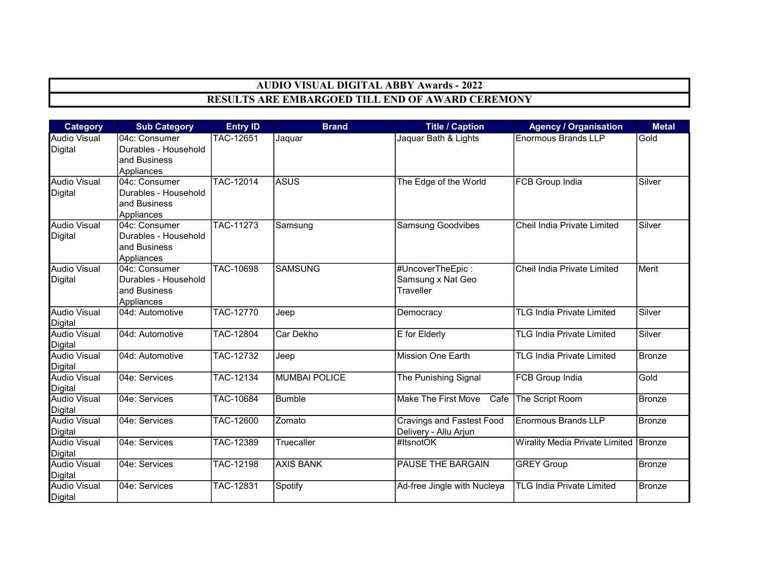# AUDIO VISUAL DIGITAL ABBY Awards - 2022

## RESULTS ARE EMBARGOED TILL END OF AWARD CEREMONY

| Category | Sub Category | Entry ID | Brand | Title / Caption | Agency / Organisation | Metal |
|---|---|---|---|---|---|---|
| Audio Visual Digital | 04c: Consumer Durables - Household and Business Appliances | TAC-12651 | Jaquar | Jaquar Bath & Lights | Enormous Brands LLP | Gold |
| Audio Visual Digital | 04c: Consumer Durables - Household and Business Appliances | TAC-12014 | ASUS | The Edge of the World | FCB Group India | Silver |
| Audio Visual Digital | 04c: Consumer Durables - Household and Business Appliances | TAC-11273 | Samsung | Samsung Goodvibes | Cheil India Private Limited | Silver |
| Audio Visual Digital | 04c: Consumer Durables - Household and Business Appliances | TAC-10698 | SAMSUNG | #UncoverTheEpic : Samsung x Nat Geo Traveller | Cheil India Private Limited | Merit |
| Audio Visual Digital | 04d: Automotive | TAC-12770 | Jeep | Democracy | TLG India Private Limited | Silver |
| Audio Visual Digital | 04d: Automotive | TAC-12804 | Car Dekho | E for Elderly | TLG India Private Limited | Silver |
| Audio Visual Digital | 04d: Automotive | TAC-12732 | Jeep | Mission One Earth | TLG India Private Limited | Bronze |
| Audio Visual Digital | 04e: Services | TAC-12134 | MUMBAI POLICE | The Punishing Signal | FCB Group India | Gold |
| Audio Visual Digital | 04e: Services | TAC-10684 | Bumble | Make The First Move Cafe | The Script Room | Bronze |
| Audio Visual Digital | 04e: Services | TAC-12600 | Zomato | Cravings and Fastest Food Delivery - Allu Arjun | Enormous Brands LLP | Bronze |
| Audio Visual Digital | 04e: Services | TAC-12389 | Truecaller | #ItsnotOK | Wirality Media Private Limited | Bronze |
| Audio Visual Digital | 04e: Services | TAC-12198 | AXIS BANK | PAUSE THE BARGAIN | GREY Group | Bronze |
| Audio Visual Digital | 04e: Services | TAC-12831 | Spotify | Ad-free Jingle with Nucleya | TLG India Private Limited | Bronze |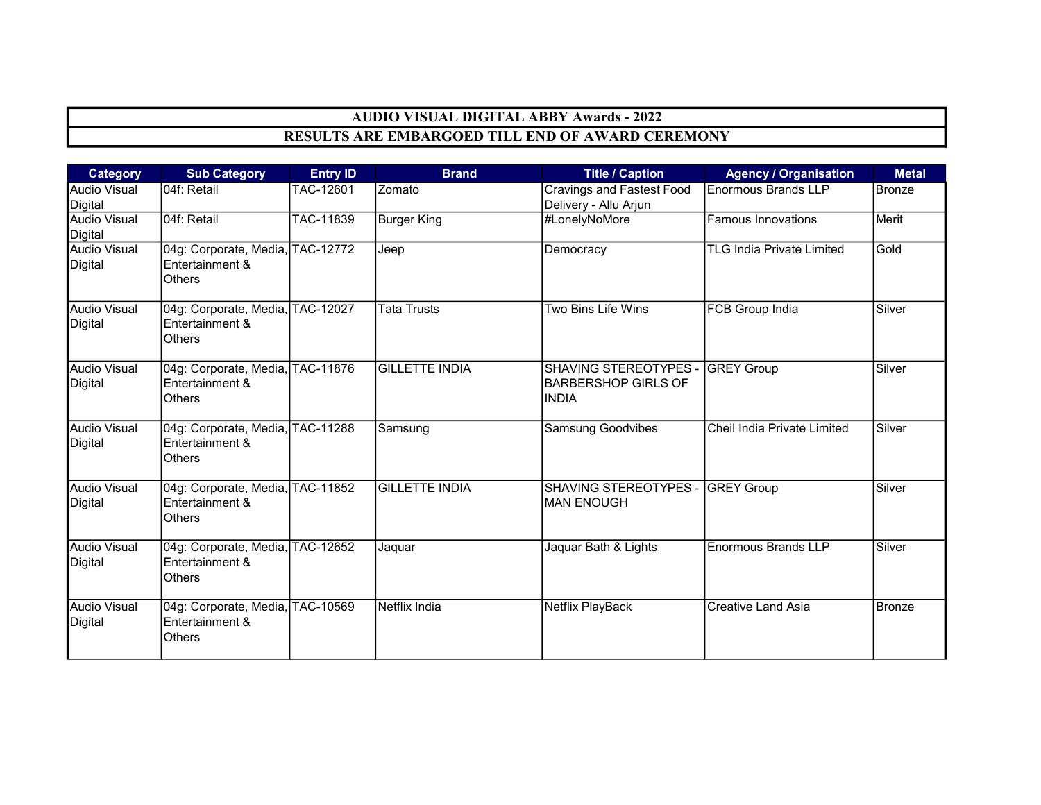## AUDIO VISUAL DIGITAL ABBY Awards - 2022

## RESULTS ARE EMBARGOED TILL END OF AWARD CEREMONY

| Category | Sub Category | Entry ID | Brand | Title / Caption | Agency / Organisation | Metal |
|---|---|---|---|---|---|---|
| Audio Visual Digital | 04f: Retail | TAC-12601 | Zomato | Cravings and Fastest Food Delivery - Allu Arjun | Enormous Brands LLP | Bronze |
| Audio Visual Digital | 04f: Retail | TAC-11839 | Burger King | #LonelyNoMore | Famous Innovations | Merit |
| Audio Visual Digital | 04g: Corporate, Media, Entertainment & Others | TAC-12772 | Jeep | Democracy | TLG India Private Limited | Gold |
| Audio Visual Digital | 04g: Corporate, Media, Entertainment & Others | TAC-12027 | Tata Trusts | Two Bins Life Wins | FCB Group India | Silver |
| Audio Visual Digital | 04g: Corporate, Media, Entertainment & Others | TAC-11876 | GILLETTE INDIA | SHAVING STEREOTYPES - BARBERSHOP GIRLS OF INDIA | GREY Group | Silver |
| Audio Visual Digital | 04g: Corporate, Media, Entertainment & Others | TAC-11288 | Samsung | Samsung Goodvibes | Cheil India Private Limited | Silver |
| Audio Visual Digital | 04g: Corporate, Media, Entertainment & Others | TAC-11852 | GILLETTE INDIA | SHAVING STEREOTYPES - MAN ENOUGH | GREY Group | Silver |
| Audio Visual Digital | 04g: Corporate, Media, Entertainment & Others | TAC-12652 | Jaquar | Jaquar Bath & Lights | Enormous Brands LLP | Silver |
| Audio Visual Digital | 04g: Corporate, Media, Entertainment & Others | TAC-10569 | Netflix India | Netflix PlayBack | Creative Land Asia | Bronze |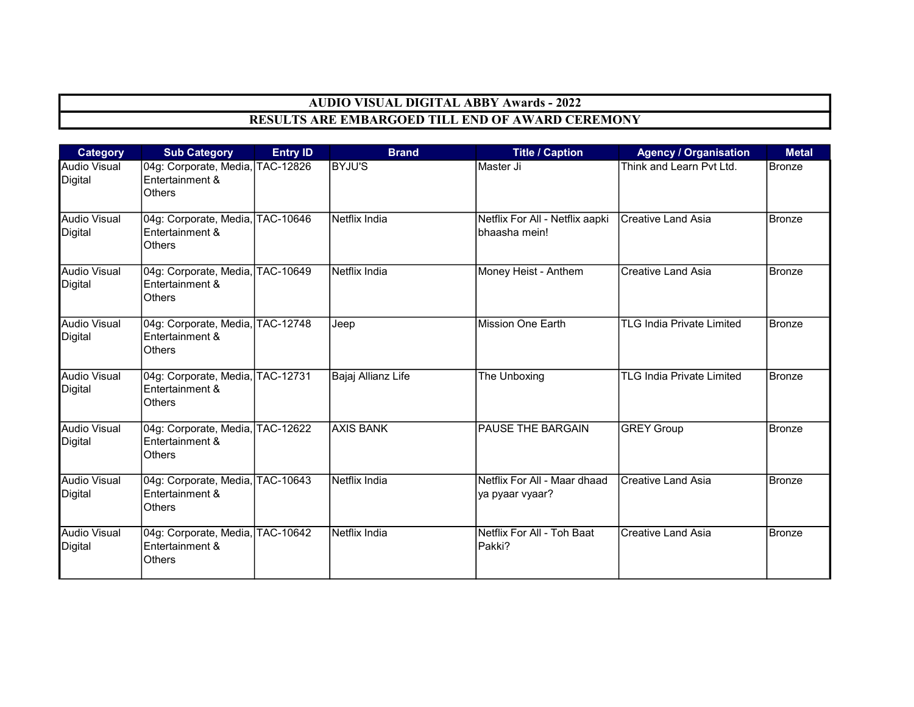# AUDIO VISUAL DIGITAL ABBY Awards - 2022

## RESULTS ARE EMBARGOED TILL END OF AWARD CEREMONY

| Category | Sub Category | Entry ID | Brand | Title / Caption | Agency / Organisation | Metal |
|---|---|---|---|---|---|---|
| Audio Visual Digital | 04g: Corporate, Media, Entertainment & Others | TAC-12826 | BYJU'S | Master Ji | Think and Learn Pvt Ltd. | Bronze |
| Audio Visual Digital | 04g: Corporate, Media, Entertainment & Others | TAC-10646 | Netflix India | Netflix For All - Netflix aapki bhaasha mein! | Creative Land Asia | Bronze |
| Audio Visual Digital | 04g: Corporate, Media, Entertainment & Others | TAC-10649 | Netflix India | Money Heist - Anthem | Creative Land Asia | Bronze |
| Audio Visual Digital | 04g: Corporate, Media, Entertainment & Others | TAC-12748 | Jeep | Mission One Earth | TLG India Private Limited | Bronze |
| Audio Visual Digital | 04g: Corporate, Media, Entertainment & Others | TAC-12731 | Bajaj Allianz Life | The Unboxing | TLG India Private Limited | Bronze |
| Audio Visual Digital | 04g: Corporate, Media, Entertainment & Others | TAC-12622 | AXIS BANK | PAUSE THE BARGAIN | GREY Group | Bronze |
| Audio Visual Digital | 04g: Corporate, Media, Entertainment & Others | TAC-10643 | Netflix India | Netflix For All - Maar dhaad ya pyaar vyaar? | Creative Land Asia | Bronze |
| Audio Visual Digital | 04g: Corporate, Media, Entertainment & Others | TAC-10642 | Netflix India | Netflix For All - Toh Baat Pakki? | Creative Land Asia | Bronze |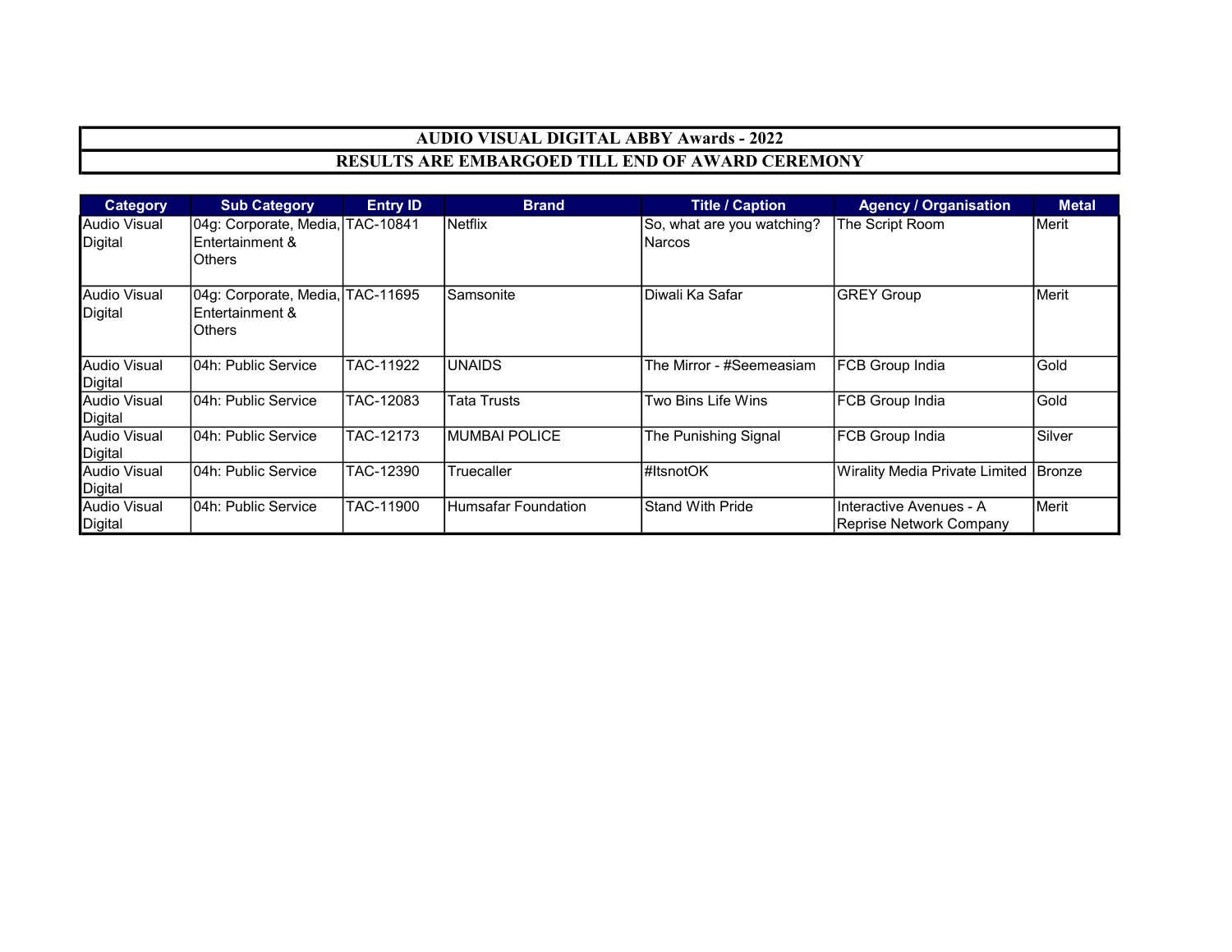# AUDIO VISUAL DIGITAL ABBY Awards - 2022

## RESULTS ARE EMBARGOED TILL END OF AWARD CEREMONY

| Category | Sub Category | Entry ID | Brand | Title / Caption | Agency / Organisation | Metal |
| --- | --- | --- | --- | --- | --- | --- |
| Audio Visual Digital | 04g: Corporate, Media, Entertainment & Others | TAC-10841 | Netflix | So, what are you watching? Narcos | The Script Room | Merit |
| Audio Visual Digital | 04g: Corporate, Media, Entertainment & Others | TAC-11695 | Samsonite | Diwali Ka Safar | GREY Group | Merit |
| Audio Visual Digital | 04h: Public Service | TAC-11922 | UNAIDS | The Mirror - #Seemeasiam | FCB Group India | Gold |
| Audio Visual Digital | 04h: Public Service | TAC-12083 | Tata Trusts | Two Bins Life Wins | FCB Group India | Gold |
| Audio Visual Digital | 04h: Public Service | TAC-12173 | MUMBAI POLICE | The Punishing Signal | FCB Group India | Silver |
| Audio Visual Digital | 04h: Public Service | TAC-12390 | Truecaller | #ItsnotOK | Wirality Media Private Limited | Bronze |
| Audio Visual Digital | 04h: Public Service | TAC-11900 | Humsafar Foundation | Stand With Pride | Interactive Avenues - A Reprise Network Company | Merit |